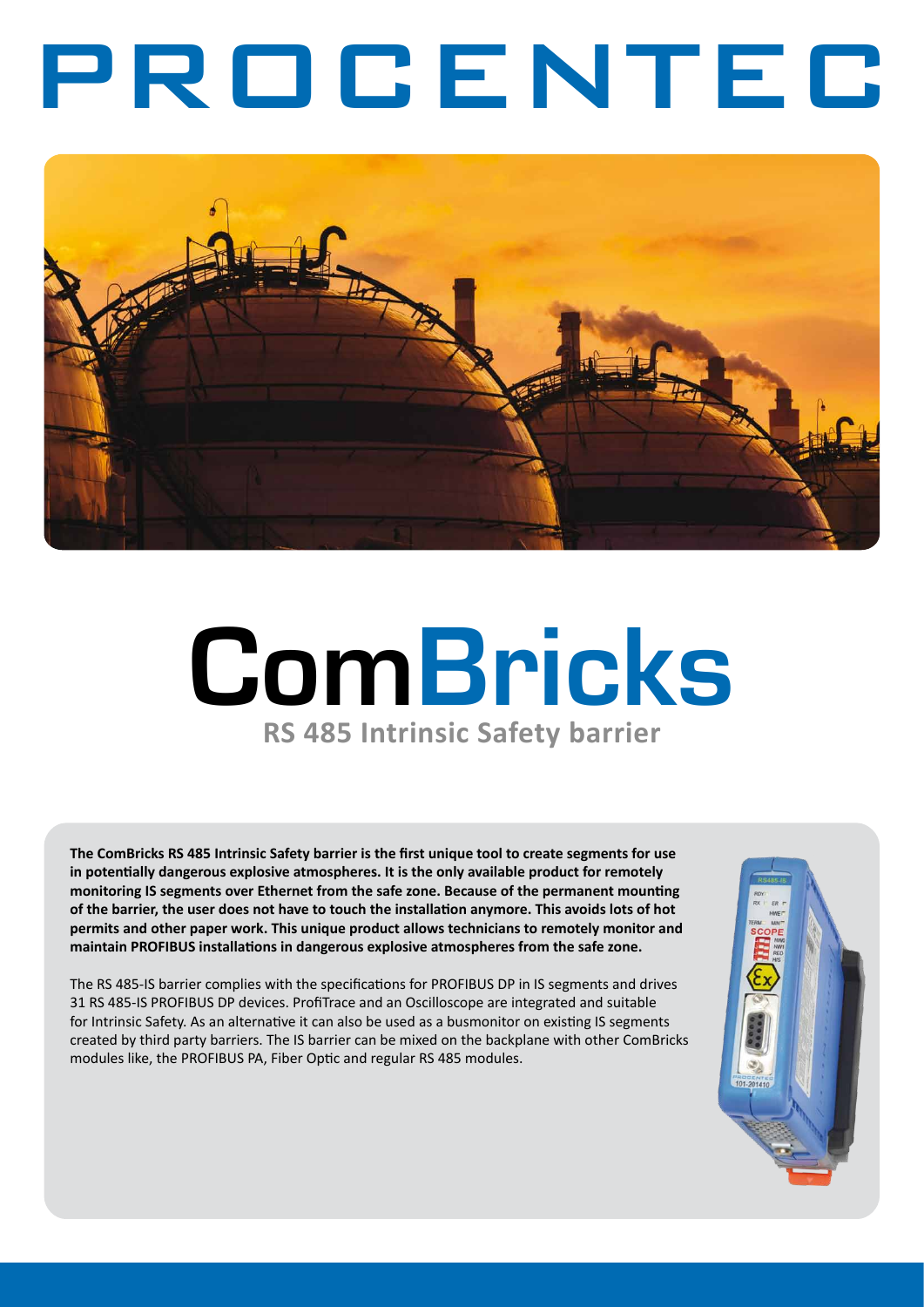# PROCENTEC

# ComBricks

## RS 485 Intrinsic Safety barrier

**The ComBricks RS 485 Intrinsic Safety barrier is the first unique tool to create segments for use in potentially dangerous explosive atmospheres. It is the only available product for remotely monitoring IS segments over Ethernet from the safe zone. Because of the permanent mounting of the barrier, the user does not have to touch the installation anymore. This avoids lots of hot permits and other paper work. This unique product allows technicians to remotely monitor and maintain PROFIBUS installations in dangerous explosive atmospheres from the safe zone.**

The RS 485-IS barrier complies with the specifications for PROFIBUS DP in IS segments and drives 31 RS 485-IS PROFIBUS DP devices. ProfiTrace and an Oscilloscope are integrated and suitable for Intrinsic Safety. As an alternative it can also be used as a busmonitor on existing IS segments created by third party barriers. The IS barrier can be mixed on the backplane with other ComBricks modules like, the PROFIBUS PA, Fiber Optic and regular RS 485 modules.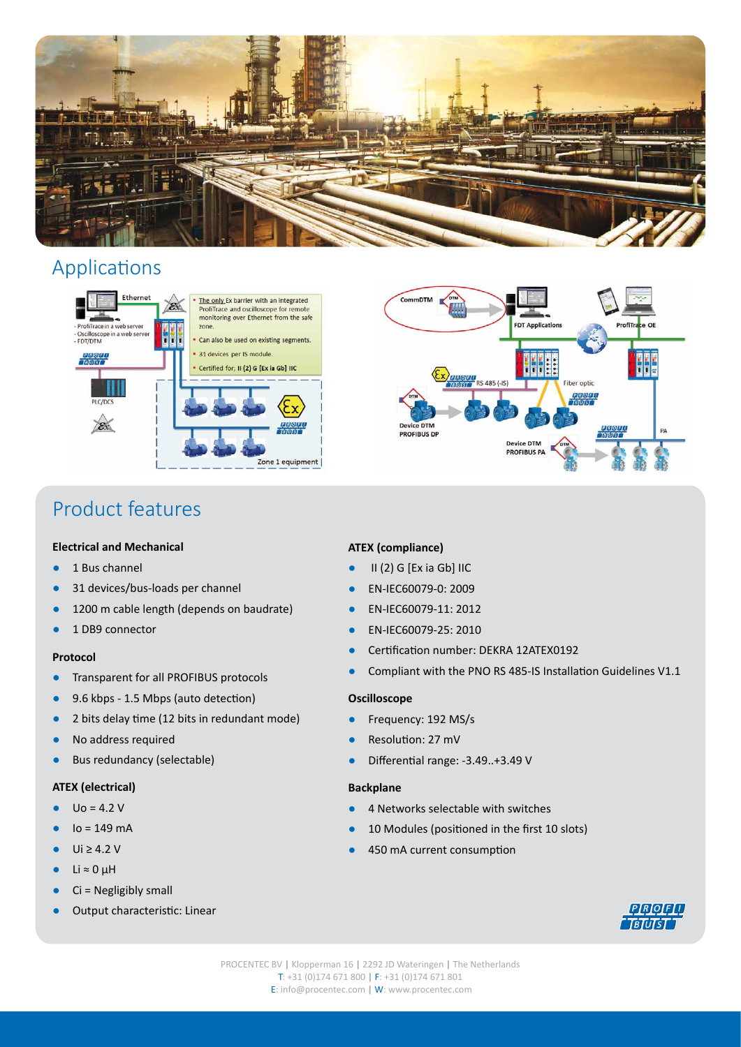## Applications

Ethernet

- ProfiTrace in a web server
- Oscilloscope in a web server
- FDT/DTM

PLC/DCS

- The only Ex barrier with an integrated ProfiTrace and oscilloscope for remote monitoring over Ethernet from the safe zone.
- Can also be used on existing segments.
- 31 devices per IS module.
- Certified for; II (2) G [Ex ia Gb] IIC

Zone 1 equipment

CommDTM

FDT Applications

ProfiTrace OE

RS 485 (-IS)

Fiber optic

Device DTM PROFIBUS DP

Device DTM PROFIBUS PA

PA

## Product features

### Electrical and Mechanical

- 1 Bus channel
- 31 devices/bus-loads per channel
- 1200 m cable length (depends on baudrate)
- 1 DB9 connector

### Protocol

- Transparent for all PROFIBUS protocols
- 9.6 kbps - 1.5 Mbps (auto detection)
- 2 bits delay time (12 bits in redundant mode)
- No address required
- Bus redundancy (selectable)

### ATEX (electrical)

- $U_o = 4.2$ V
- $I_o = 149$ mA
- $U_i \geq 4.2$ V
- $L_i \approx 0$ µH
- $C_i$ = Negligibly small
- Output characteristic: Linear

### ATEX (compliance)

- II (2) G [Ex ia Gb] IIC
- EN-IEC60079-0: 2009
- EN-IEC60079-11: 2012
- EN-IEC60079-25: 2010
- Certification number: DEKRA 12ATEX0192
- Compliant with the PNO RS 485-IS Installation Guidelines V1.1

### Oscilloscope

- Frequency: 192 MS/s
- Resolution: 27 mV
- Differential range: -3.49..+3.49 V

### Backplane

- 4 Networks selectable with switches
- 10 Modules (positioned in the first 10 slots)
- 450 mA current consumption

PROCENTEC BV | Klopperman 16 | 2292 JD Wateringen | The Netherlands
T: +31 (0)174 671 800 | F: +31 (0)174 671 801
E: info@procentec.com | W: www.procentec.com